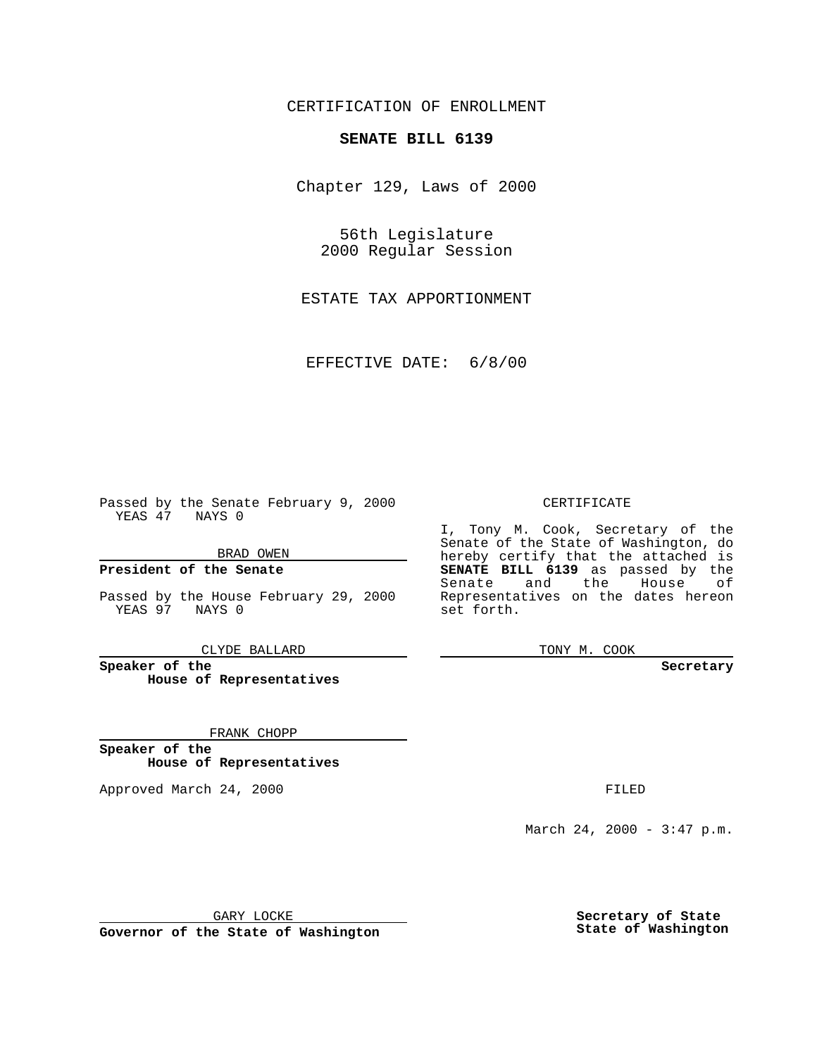CERTIFICATION OF ENROLLMENT

**SENATE BILL 6139**

Chapter 129, Laws of 2000

56th Legislature
2000 Regular Session

ESTATE TAX APPORTIONMENT

EFFECTIVE DATE: 6/8/00

Passed by the Senate February 9, 2000
YEAS 47 NAYS 0

BRAD OWEN

**President of the Senate**

Passed by the House February 29, 2000
YEAS 97 NAYS 0

CLYDE BALLARD

**Speaker of the House of Representatives**

FRANK CHOPP

**Speaker of the House of Representatives**

Approved March 24, 2000

GARY LOCKE

**Governor of the State of Washington**

CERTIFICATE

I, Tony M. Cook, Secretary of the Senate of the State of Washington, do hereby certify that the attached is **SENATE BILL 6139** as passed by the Senate and the House of Representatives on the dates hereon set forth.

TONY M. COOK

**Secretary**

FILED

March 24, 2000 - 3:47 p.m.

**Secretary of State State of Washington**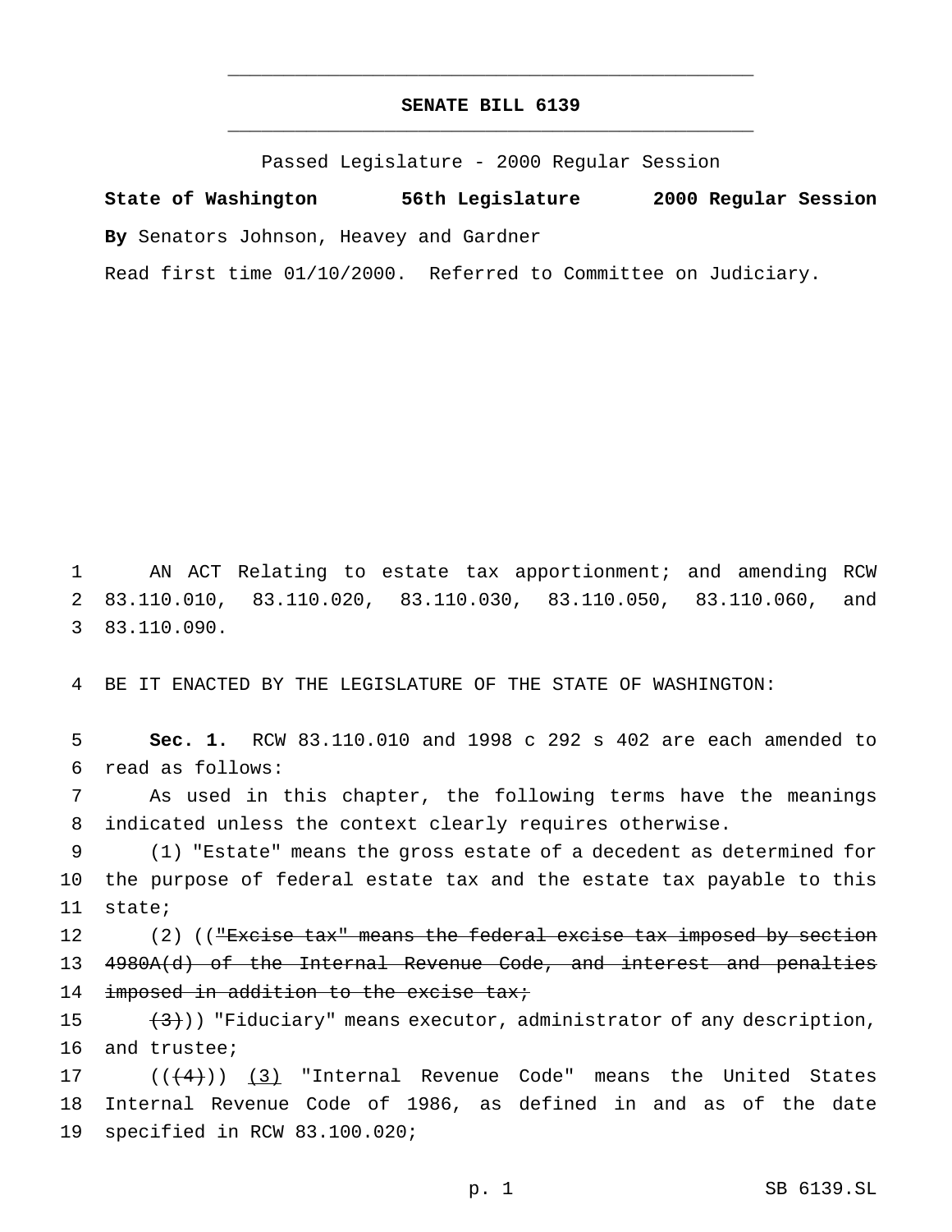# SENATE BILL 6139

Passed Legislature - 2000 Regular Session

**State of Washington 56th Legislature 2000 Regular Session**

**By** Senators Johnson, Heavey and Gardner

Read first time 01/10/2000. Referred to Committee on Judiciary.

1 AN ACT Relating to estate tax apportionment; and amending RCW
2 83.110.010, 83.110.020, 83.110.030, 83.110.050, 83.110.060, and
3 83.110.090.

4 BE IT ENACTED BY THE LEGISLATURE OF THE STATE OF WASHINGTON:

5 **Sec. 1.** RCW 83.110.010 and 1998 c 292 s 402 are each amended to
6 read as follows:

7 As used in this chapter, the following terms have the meanings
8 indicated unless the context clearly requires otherwise.

9 (1) "Estate" means the gross estate of a decedent as determined for
10 the purpose of federal estate tax and the estate tax payable to this
11 state;

12 (2) ((~~"Excise tax" means the federal excise tax imposed by section~~
13 ~~4980A(d) of the Internal Revenue Code, and interest and penalties~~
14 ~~imposed in addition to the excise tax;~~

15 ~~(3)~~)) "Fiduciary" means executor, administrator of any description,
16 and trustee;

17 ((~~(4)~~)) <u>(3)</u> "Internal Revenue Code" means the United States
18 Internal Revenue Code of 1986, as defined in and as of the date
19 specified in RCW 83.100.020;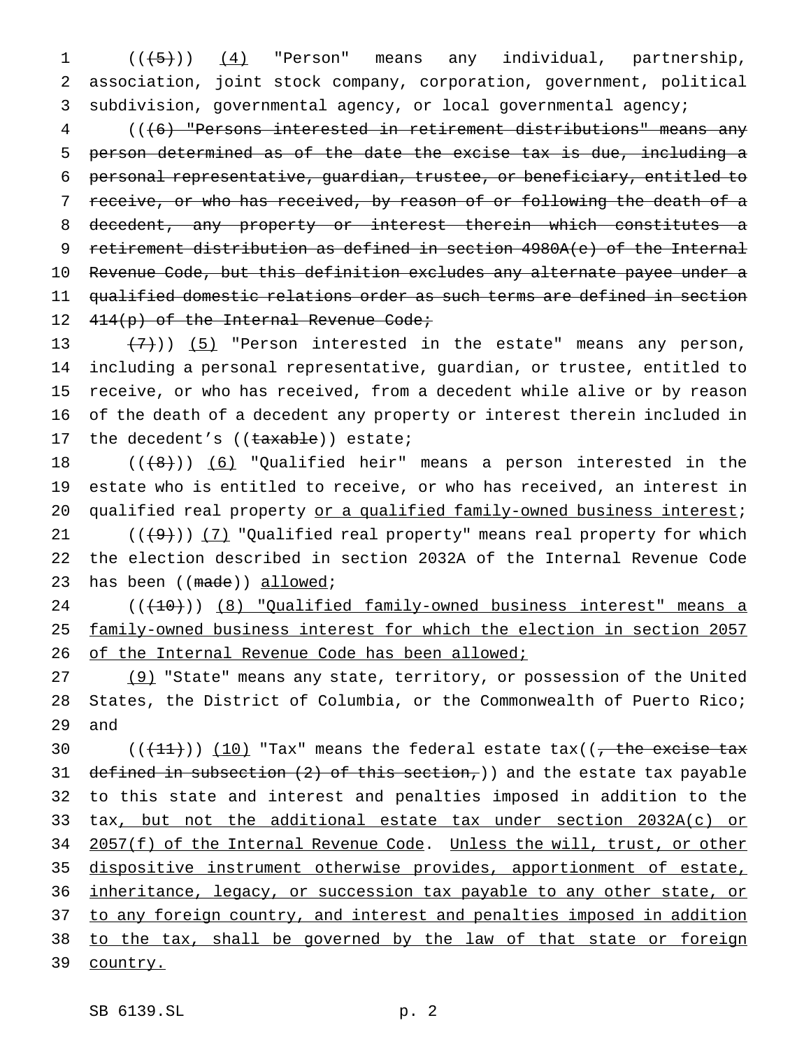((~~(5)~~)) <u>(4)</u> "Person" means any individual, partnership, association, joint stock company, corporation, government, political subdivision, governmental agency, or local governmental agency;

((~~(6) "Persons interested in retirement distributions" means any person determined as of the date the excise tax is due, including a personal representative, guardian, trustee, or beneficiary, entitled to receive, or who has received, by reason of or following the death of a decedent, any property or interest therein which constitutes a retirement distribution as defined in section 4980A(e) of the Internal Revenue Code, but this definition excludes any alternate payee under a qualified domestic relations order as such terms are defined in section 414(p) of the Internal Revenue Code;~~

~~(7)~~)) <u>(5)</u> "Person interested in the estate" means any person, including a personal representative, guardian, or trustee, entitled to receive, or who has received, from a decedent while alive or by reason of the death of a decedent any property or interest therein included in the decedent's ((~~taxable~~)) estate;

((~~(8)~~)) <u>(6)</u> "Qualified heir" means a person interested in the estate who is entitled to receive, or who has received, an interest in qualified real property <u>or a qualified family-owned business interest</u>;

((~~(9)~~)) <u>(7)</u> "Qualified real property" means real property for which the election described in section 2032A of the Internal Revenue Code has been ((~~made~~)) <u>allowed</u>;

((~~(10)~~)) <u>(8) "Qualified family-owned business interest" means a family-owned business interest for which the election in section 2057 of the Internal Revenue Code has been allowed;</u>

<u>(9)</u> "State" means any state, territory, or possession of the United States, the District of Columbia, or the Commonwealth of Puerto Rico; and

((~~(11)~~)) <u>(10)</u> "Tax" means the federal estate tax((~~, the excise tax defined in subsection (2) of this section,~~)) and the estate tax payable to this state and interest and penalties imposed in addition to the tax<u>, but not the additional estate tax under section 2032A(c) or 2057(f) of the Internal Revenue Code</u>. <u>Unless the will, trust, or other dispositive instrument otherwise provides, apportionment of estate, inheritance, legacy, or succession tax payable to any other state, or to any foreign country, and interest and penalties imposed in addition to the tax, shall be governed by the law of that state or foreign country.</u>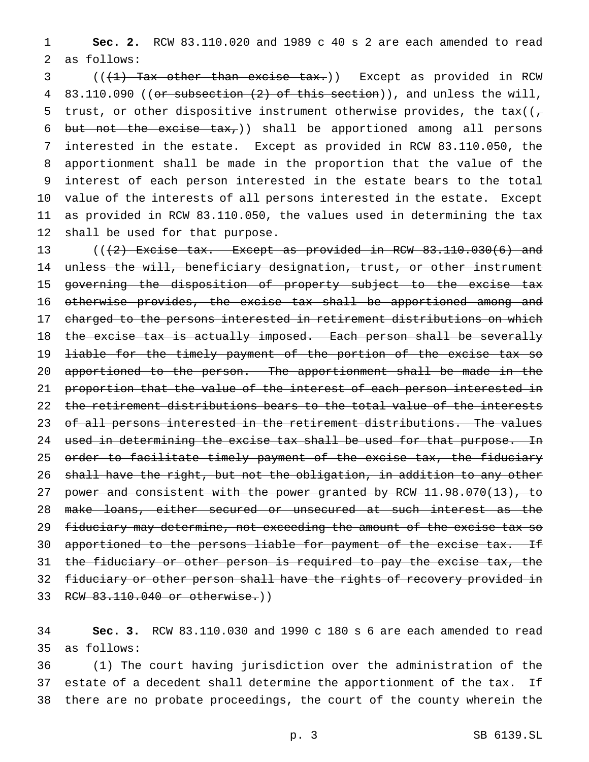**Sec. 2.** RCW 83.110.020 and 1989 c 40 s 2 are each amended to read as follows:

((~~(1) Tax other than excise tax.~~)) Except as provided in RCW 83.110.090 ((~~or subsection (2) of this section~~)), and unless the will, trust, or other dispositive instrument otherwise provides, the tax((~~, but not the excise tax,~~)) shall be apportioned among all persons interested in the estate. Except as provided in RCW 83.110.050, the apportionment shall be made in the proportion that the value of the interest of each person interested in the estate bears to the total value of the interests of all persons interested in the estate. Except as provided in RCW 83.110.050, the values used in determining the tax shall be used for that purpose.

((~~(2) Excise tax. Except as provided in RCW 83.110.030(6) and unless the will, beneficiary designation, trust, or other instrument governing the disposition of property subject to the excise tax otherwise provides, the excise tax shall be apportioned among and charged to the persons interested in retirement distributions on which the excise tax is actually imposed. Each person shall be severally liable for the timely payment of the portion of the excise tax so apportioned to the person. The apportionment shall be made in the proportion that the value of the interest of each person interested in the retirement distributions bears to the total value of the interests of all persons interested in the retirement distributions. The values used in determining the excise tax shall be used for that purpose. In order to facilitate timely payment of the excise tax, the fiduciary shall have the right, but not the obligation, in addition to any other power and consistent with the power granted by RCW 11.98.070(13), to make loans, either secured or unsecured at such interest as the fiduciary may determine, not exceeding the amount of the excise tax so apportioned to the persons liable for payment of the excise tax. If the fiduciary or other person is required to pay the excise tax, the fiduciary or other person shall have the rights of recovery provided in RCW 83.110.040 or otherwise.~~))

**Sec. 3.** RCW 83.110.030 and 1990 c 180 s 6 are each amended to read as follows:

(1) The court having jurisdiction over the administration of the estate of a decedent shall determine the apportionment of the tax. If there are no probate proceedings, the court of the county wherein the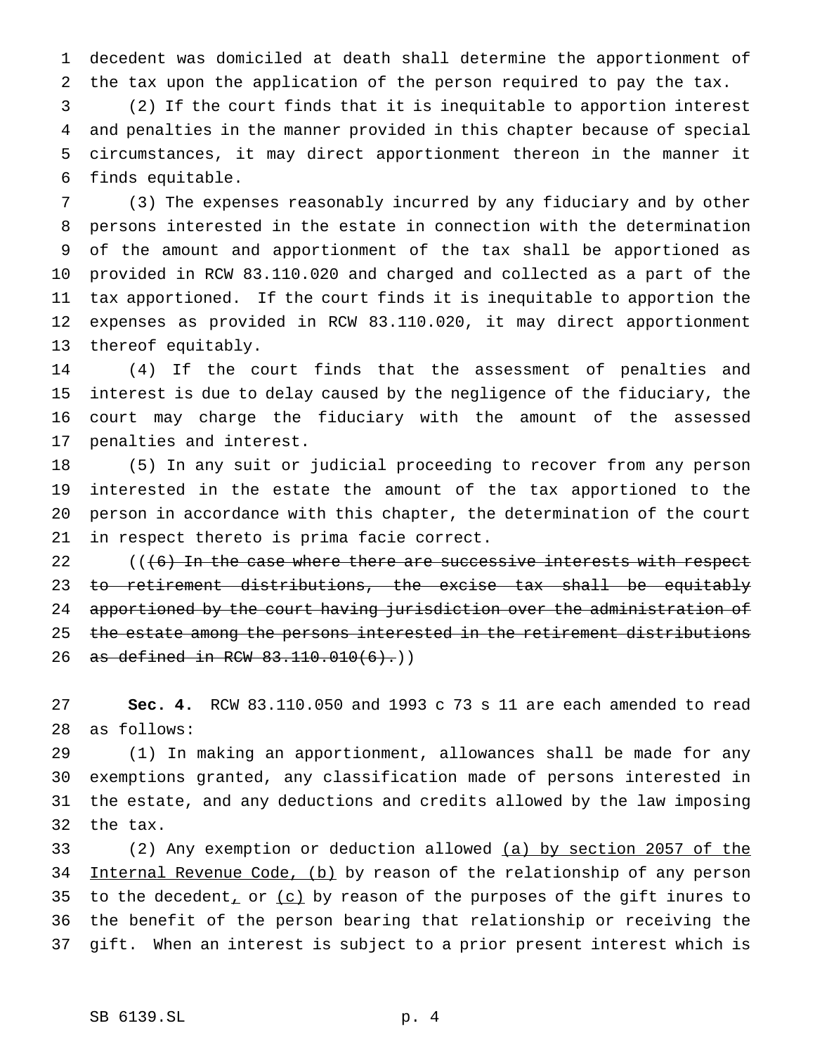decedent was domiciled at death shall determine the apportionment of the tax upon the application of the person required to pay the tax.

(2) If the court finds that it is inequitable to apportion interest and penalties in the manner provided in this chapter because of special circumstances, it may direct apportionment thereon in the manner it finds equitable.

(3) The expenses reasonably incurred by any fiduciary and by other persons interested in the estate in connection with the determination of the amount and apportionment of the tax shall be apportioned as provided in RCW 83.110.020 and charged and collected as a part of the tax apportioned. If the court finds it is inequitable to apportion the expenses as provided in RCW 83.110.020, it may direct apportionment thereof equitably.

(4) If the court finds that the assessment of penalties and interest is due to delay caused by the negligence of the fiduciary, the court may charge the fiduciary with the amount of the assessed penalties and interest.

(5) In any suit or judicial proceeding to recover from any person interested in the estate the amount of the tax apportioned to the person in accordance with this chapter, the determination of the court in respect thereto is prima facie correct.

((~~(6) In the case where there are successive interests with respect to retirement distributions, the excise tax shall be equitably apportioned by the court having jurisdiction over the administration of the estate among the persons interested in the retirement distributions as defined in RCW 83.110.010(6).~~))

**Sec. 4.** RCW 83.110.050 and 1993 c 73 s 11 are each amended to read as follows:

(1) In making an apportionment, allowances shall be made for any exemptions granted, any classification made of persons interested in the estate, and any deductions and credits allowed by the law imposing the tax.

(2) Any exemption or deduction allowed <u>(a) by section 2057 of the Internal Revenue Code, (b)</u> by reason of the relationship of any person to the decedent<u>,</u> or <u>(c)</u> by reason of the purposes of the gift inures to the benefit of the person bearing that relationship or receiving the gift. When an interest is subject to a prior present interest which is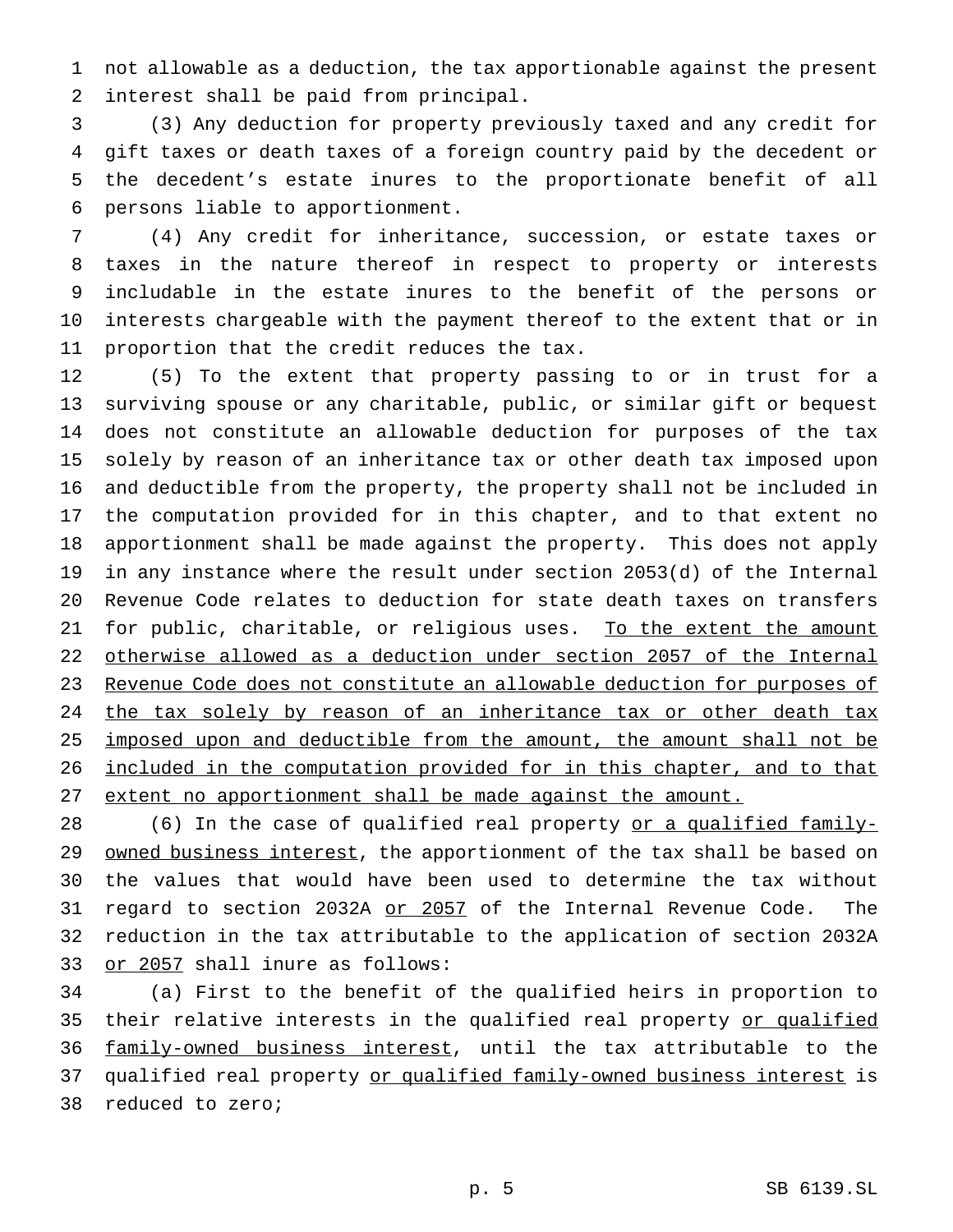not allowable as a deduction, the tax apportionable against the present interest shall be paid from principal.

(3) Any deduction for property previously taxed and any credit for gift taxes or death taxes of a foreign country paid by the decedent or the decedent's estate inures to the proportionate benefit of all persons liable to apportionment.

(4) Any credit for inheritance, succession, or estate taxes or taxes in the nature thereof in respect to property or interests includable in the estate inures to the benefit of the persons or interests chargeable with the payment thereof to the extent that or in proportion that the credit reduces the tax.

(5) To the extent that property passing to or in trust for a surviving spouse or any charitable, public, or similar gift or bequest does not constitute an allowable deduction for purposes of the tax solely by reason of an inheritance tax or other death tax imposed upon and deductible from the property, the property shall not be included in the computation provided for in this chapter, and to that extent no apportionment shall be made against the property. This does not apply in any instance where the result under section 2053(d) of the Internal Revenue Code relates to deduction for state death taxes on transfers for public, charitable, or religious uses. <u>To the extent the amount otherwise allowed as a deduction under section 2057 of the Internal Revenue Code does not constitute an allowable deduction for purposes of the tax solely by reason of an inheritance tax or other death tax imposed upon and deductible from the amount, the amount shall not be included in the computation provided for in this chapter, and to that extent no apportionment shall be made against the amount.</u>

(6) In the case of qualified real property <u>or a qualified family-owned business interest</u>, the apportionment of the tax shall be based on the values that would have been used to determine the tax without regard to section 2032A <u>or 2057</u> of the Internal Revenue Code. The reduction in the tax attributable to the application of section 2032A <u>or 2057</u> shall inure as follows:

(a) First to the benefit of the qualified heirs in proportion to their relative interests in the qualified real property <u>or qualified family-owned business interest</u>, until the tax attributable to the qualified real property <u>or qualified family-owned business interest</u> is reduced to zero;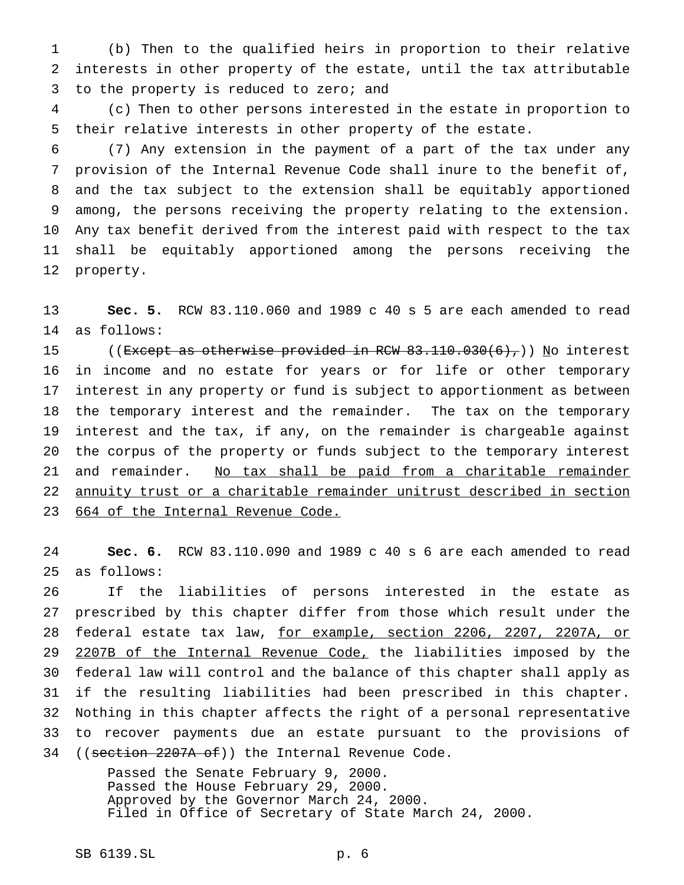(b) Then to the qualified heirs in proportion to their relative interests in other property of the estate, until the tax attributable to the property is reduced to zero; and

(c) Then to other persons interested in the estate in proportion to their relative interests in other property of the estate.

(7) Any extension in the payment of a part of the tax under any provision of the Internal Revenue Code shall inure to the benefit of, and the tax subject to the extension shall be equitably apportioned among, the persons receiving the property relating to the extension. Any tax benefit derived from the interest paid with respect to the tax shall be equitably apportioned among the persons receiving the property.

**Sec. 5.** RCW 83.110.060 and 1989 c 40 s 5 are each amended to read as follows:

((~~Except as otherwise provided in RCW 83.110.030(6),~~)) <u>N</u>o interest in income and no estate for years or for life or other temporary interest in any property or fund is subject to apportionment as between the temporary interest and the remainder. The tax on the temporary interest and the tax, if any, on the remainder is chargeable against the corpus of the property or funds subject to the temporary interest and remainder. <u>No tax shall be paid from a charitable remainder annuity trust or a charitable remainder unitrust described in section 664 of the Internal Revenue Code.</u>

**Sec. 6.** RCW 83.110.090 and 1989 c 40 s 6 are each amended to read as follows:

If the liabilities of persons interested in the estate as prescribed by this chapter differ from those which result under the federal estate tax law, <u>for example, section 2206, 2207, 2207A, or 2207B of the Internal Revenue Code,</u> the liabilities imposed by the federal law will control and the balance of this chapter shall apply as if the resulting liabilities had been prescribed in this chapter. Nothing in this chapter affects the right of a personal representative to recover payments due an estate pursuant to the provisions of ((~~section 2207A of~~)) the Internal Revenue Code.

Passed the Senate February 9, 2000.
Passed the House February 29, 2000.
Approved by the Governor March 24, 2000.
Filed in Office of Secretary of State March 24, 2000.